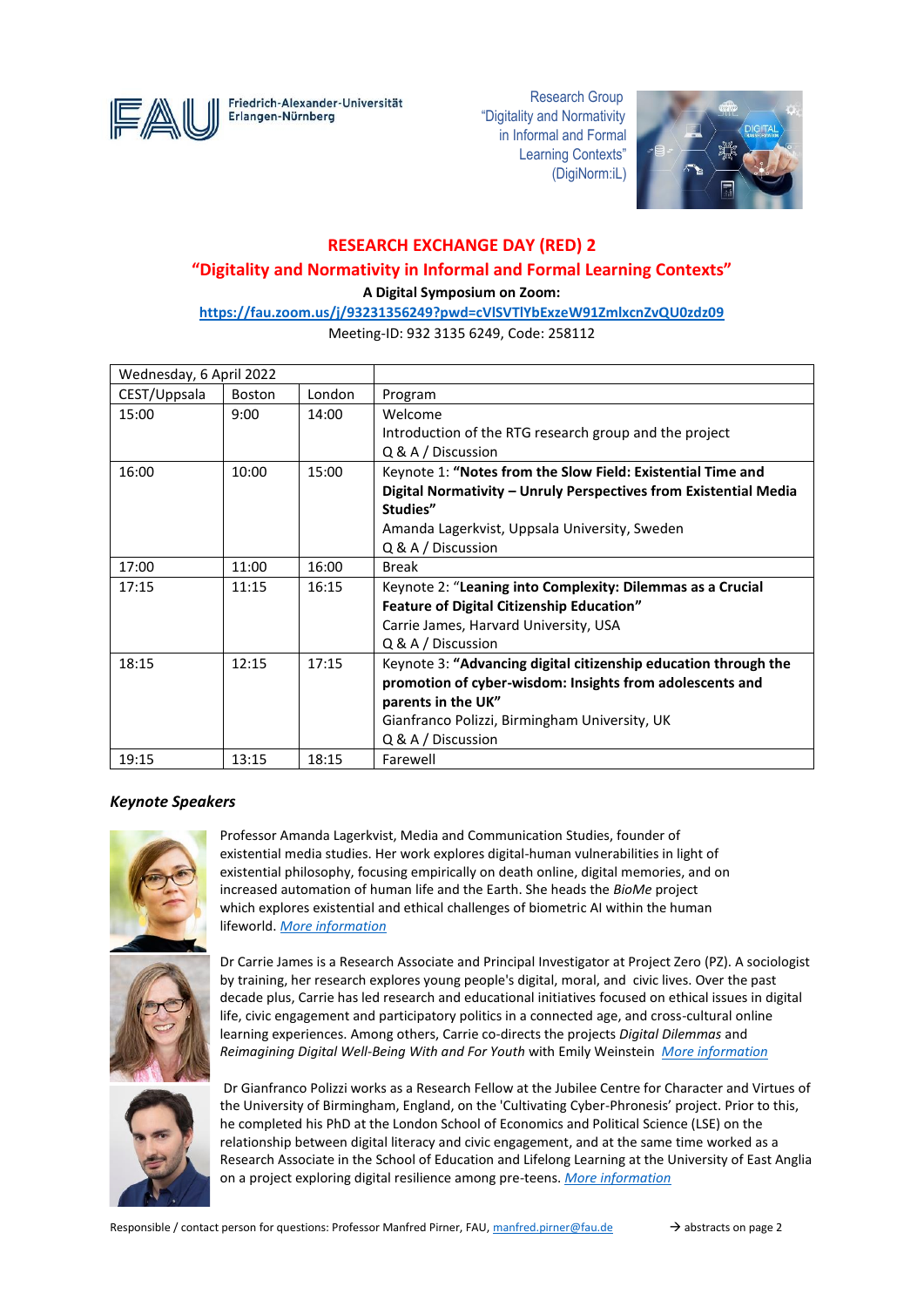Friedrich-Alexander-Universität Erlangen-Nürnberg

Research Group
“Digitality and Normativity in Informal and Formal Learning Contexts” (DigiNorm:iL)

# RESEARCH EXCHANGE DAY (RED) 2

## “Digitality and Normativity in Informal and Formal Learning Contexts”

**A Digital Symposium on Zoom:**

**https://fau.zoom.us/j/93231356249?pwd=cVlSVTlYbExzeW91ZmlxcnZvQU0zdz09**

Meeting-ID: 932 3135 6249, Code: 258112

| Wednesday, 6 April 2022 | | | |
|---|---|---|---|
| CEST/Uppsala | Boston | London | Program |
| 15:00 | 9:00 | 14:00 | Welcome<br>Introduction of the RTG research group and the project<br>Q & A / Discussion |
| 16:00 | 10:00 | 15:00 | Keynote 1: **“Notes from the Slow Field: Existential Time and Digital Normativity – Unruly Perspectives from Existential Media Studies”**<br>Amanda Lagerkvist, Uppsala University, Sweden<br>Q & A / Discussion |
| 17:00 | 11:00 | 16:00 | Break |
| 17:15 | 11:15 | 16:15 | Keynote 2: **“Leaning into Complexity: Dilemmas as a Crucial Feature of Digital Citizenship Education”**<br>Carrie James, Harvard University, USA<br>Q & A / Discussion |
| 18:15 | 12:15 | 17:15 | Keynote 3: **“Advancing digital citizenship education through the promotion of cyber-wisdom: Insights from adolescents and parents in the UK”**<br>Gianfranco Polizzi, Birmingham University, UK<br>Q & A / Discussion |
| 19:15 | 13:15 | 18:15 | Farewell |

### *Keynote Speakers*

Professor Amanda Lagerkvist, Media and Communication Studies, founder of existential media studies. Her work explores digital-human vulnerabilities in light of existential philosophy, focusing empirically on death online, digital memories, and on increased automation of human life and the Earth. She heads the *BioMe* project which explores existential and ethical challenges of biometric AI within the human lifeworld. *More information*

Dr Carrie James is a Research Associate and Principal Investigator at Project Zero (PZ). A sociologist by training, her research explores young people's digital, moral, and civic lives. Over the past decade plus, Carrie has led research and educational initiatives focused on ethical issues in digital life, civic engagement and participatory politics in a connected age, and cross-cultural online learning experiences. Among others, Carrie co-directs the projects *Digital Dilemmas* and *Reimagining Digital Well-Being With and For Youth* with Emily Weinstein *More information*

Dr Gianfranco Polizzi works as a Research Fellow at the Jubilee Centre for Character and Virtues of the University of Birmingham, England, on the 'Cultivating Cyber-Phronesis' project. Prior to this, he completed his PhD at the London School of Economics and Political Science (LSE) on the relationship between digital literacy and civic engagement, and at the same time worked as a Research Associate in the School of Education and Lifelong Learning at the University of East Anglia on a project exploring digital resilience among pre-teens. *More information*

Responsible / contact person for questions: Professor Manfred Pirner, FAU, manfred.pirner@fau.de → abstracts on page 2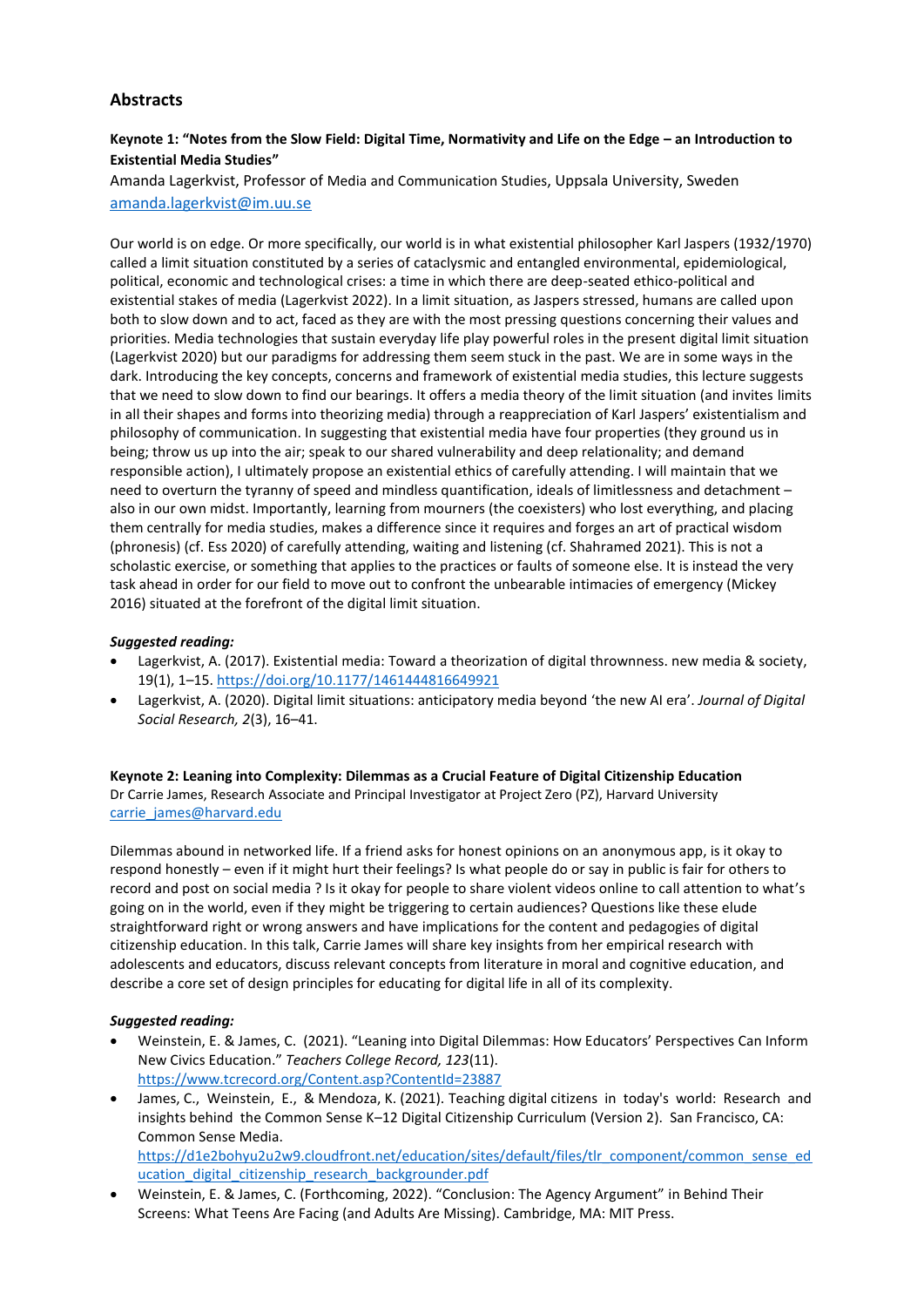## Abstracts

**Keynote 1: "Notes from the Slow Field: Digital Time, Normativity and Life on the Edge – an Introduction to Existential Media Studies"**

Amanda Lagerkvist, Professor of Media and Communication Studies, Uppsala University, Sweden
amanda.lagerkvist@im.uu.se

Our world is on edge. Or more specifically, our world is in what existential philosopher Karl Jaspers (1932/1970) called a limit situation constituted by a series of cataclysmic and entangled environmental, epidemiological, political, economic and technological crises: a time in which there are deep-seated ethico-political and existential stakes of media (Lagerkvist 2022). In a limit situation, as Jaspers stressed, humans are called upon both to slow down and to act, faced as they are with the most pressing questions concerning their values and priorities. Media technologies that sustain everyday life play powerful roles in the present digital limit situation (Lagerkvist 2020) but our paradigms for addressing them seem stuck in the past. We are in some ways in the dark. Introducing the key concepts, concerns and framework of existential media studies, this lecture suggests that we need to slow down to find our bearings. It offers a media theory of the limit situation (and invites limits in all their shapes and forms into theorizing media) through a reappreciation of Karl Jaspers' existentialism and philosophy of communication. In suggesting that existential media have four properties (they ground us in being; throw us up into the air; speak to our shared vulnerability and deep relationality; and demand responsible action), I ultimately propose an existential ethics of carefully attending. I will maintain that we need to overturn the tyranny of speed and mindless quantification, ideals of limitlessness and detachment – also in our own midst. Importantly, learning from mourners (the coexisters) who lost everything, and placing them centrally for media studies, makes a difference since it requires and forges an art of practical wisdom (phronesis) (cf. Ess 2020) of carefully attending, waiting and listening (cf. Shahramed 2021). This is not a scholastic exercise, or something that applies to the practices or faults of someone else. It is instead the very task ahead in order for our field to move out to confront the unbearable intimacies of emergency (Mickey 2016) situated at the forefront of the digital limit situation.

***Suggested reading:***

- Lagerkvist, A. (2017). Existential media: Toward a theorization of digital thrownness. new media & society, 19(1), 1–15. https://doi.org/10.1177/1461444816649921
- Lagerkvist, A. (2020). Digital limit situations: anticipatory media beyond 'the new AI era'. *Journal of Digital Social Research, 2*(3), 16–41.

**Keynote 2: Leaning into Complexity: Dilemmas as a Crucial Feature of Digital Citizenship Education**

Dr Carrie James, Research Associate and Principal Investigator at Project Zero (PZ), Harvard University
carrie_james@harvard.edu

Dilemmas abound in networked life. If a friend asks for honest opinions on an anonymous app, is it okay to respond honestly – even if it might hurt their feelings? Is what people do or say in public is fair for others to record and post on social media ? Is it okay for people to share violent videos online to call attention to what's going on in the world, even if they might be triggering to certain audiences? Questions like these elude straightforward right or wrong answers and have implications for the content and pedagogies of digital citizenship education. In this talk, Carrie James will share key insights from her empirical research with adolescents and educators, discuss relevant concepts from literature in moral and cognitive education, and describe a core set of design principles for educating for digital life in all of its complexity.

***Suggested reading:***

- Weinstein, E. & James, C. (2021). "Leaning into Digital Dilemmas: How Educators' Perspectives Can Inform New Civics Education." *Teachers College Record, 123*(11). https://www.tcrecord.org/Content.asp?ContentId=23887
- James, C., Weinstein, E., & Mendoza, K. (2021). Teaching digital citizens in today's world: Research and insights behind the Common Sense K–12 Digital Citizenship Curriculum (Version 2). San Francisco, CA: Common Sense Media. https://d1e2bohyu2u2w9.cloudfront.net/education/sites/default/files/tlr_component/common_sense_education_digital_citizenship_research_backgrounder.pdf
- Weinstein, E. & James, C. (Forthcoming, 2022). "Conclusion: The Agency Argument" in Behind Their Screens: What Teens Are Facing (and Adults Are Missing). Cambridge, MA: MIT Press.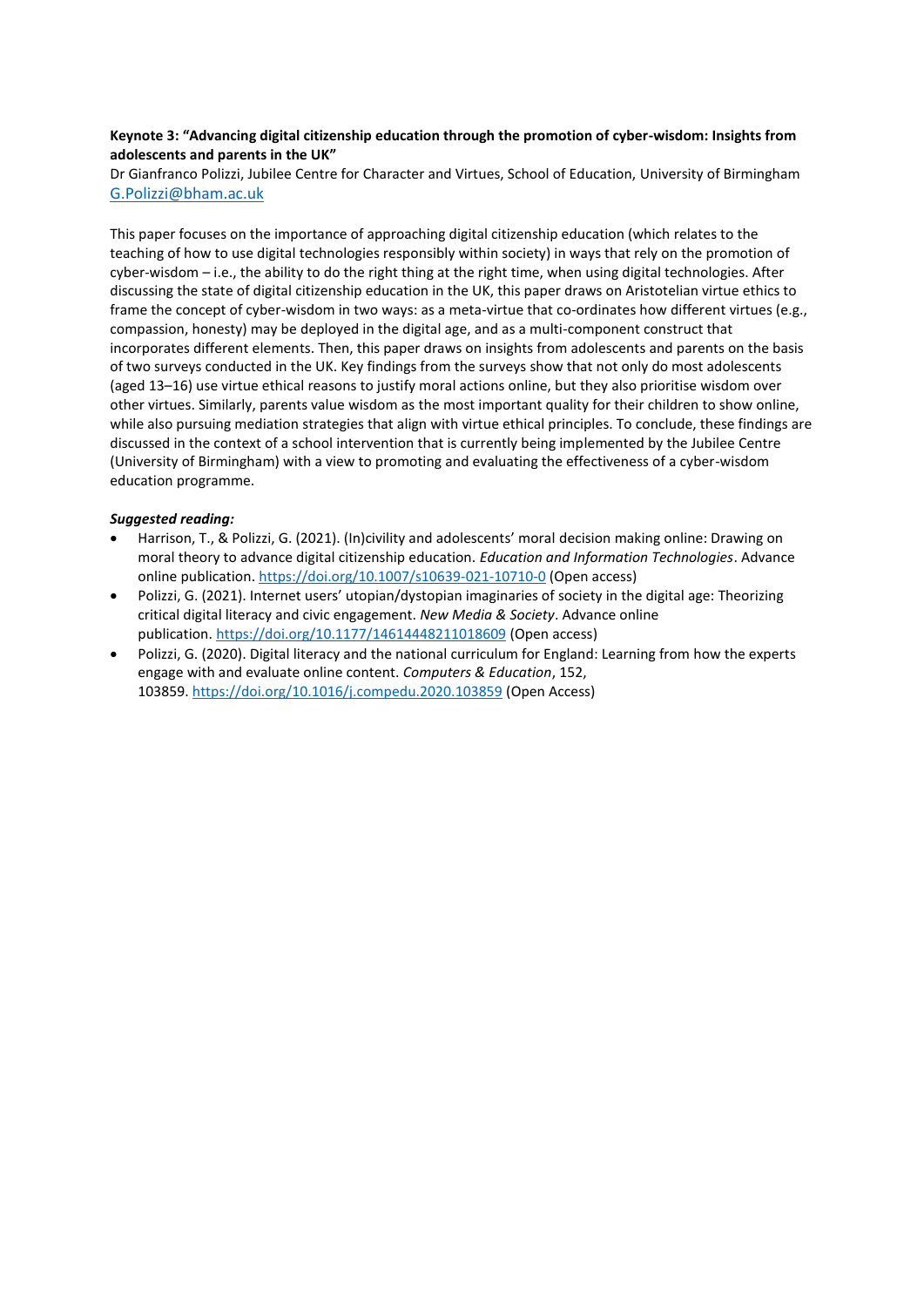**Keynote 3: "Advancing digital citizenship education through the promotion of cyber-wisdom: Insights from adolescents and parents in the UK"**

Dr Gianfranco Polizzi, Jubilee Centre for Character and Virtues, School of Education, University of Birmingham
G.Polizzi@bham.ac.uk

This paper focuses on the importance of approaching digital citizenship education (which relates to the teaching of how to use digital technologies responsibly within society) in ways that rely on the promotion of cyber-wisdom – i.e., the ability to do the right thing at the right time, when using digital technologies. After discussing the state of digital citizenship education in the UK, this paper draws on Aristotelian virtue ethics to frame the concept of cyber-wisdom in two ways: as a meta-virtue that co-ordinates how different virtues (e.g., compassion, honesty) may be deployed in the digital age, and as a multi-component construct that incorporates different elements. Then, this paper draws on insights from adolescents and parents on the basis of two surveys conducted in the UK. Key findings from the surveys show that not only do most adolescents (aged 13–16) use virtue ethical reasons to justify moral actions online, but they also prioritise wisdom over other virtues. Similarly, parents value wisdom as the most important quality for their children to show online, while also pursuing mediation strategies that align with virtue ethical principles. To conclude, these findings are discussed in the context of a school intervention that is currently being implemented by the Jubilee Centre (University of Birmingham) with a view to promoting and evaluating the effectiveness of a cyber-wisdom education programme.

***Suggested reading:***

- Harrison, T., & Polizzi, G. (2021). (In)civility and adolescents' moral decision making online: Drawing on moral theory to advance digital citizenship education. *Education and Information Technologies*. Advance online publication. https://doi.org/10.1007/s10639-021-10710-0 (Open access)
- Polizzi, G. (2021). Internet users' utopian/dystopian imaginaries of society in the digital age: Theorizing critical digital literacy and civic engagement. *New Media & Society*. Advance online publication. https://doi.org/10.1177/14614448211018609 (Open access)
- Polizzi, G. (2020). Digital literacy and the national curriculum for England: Learning from how the experts engage with and evaluate online content. *Computers & Education*, 152, 103859. https://doi.org/10.1016/j.compedu.2020.103859 (Open Access)